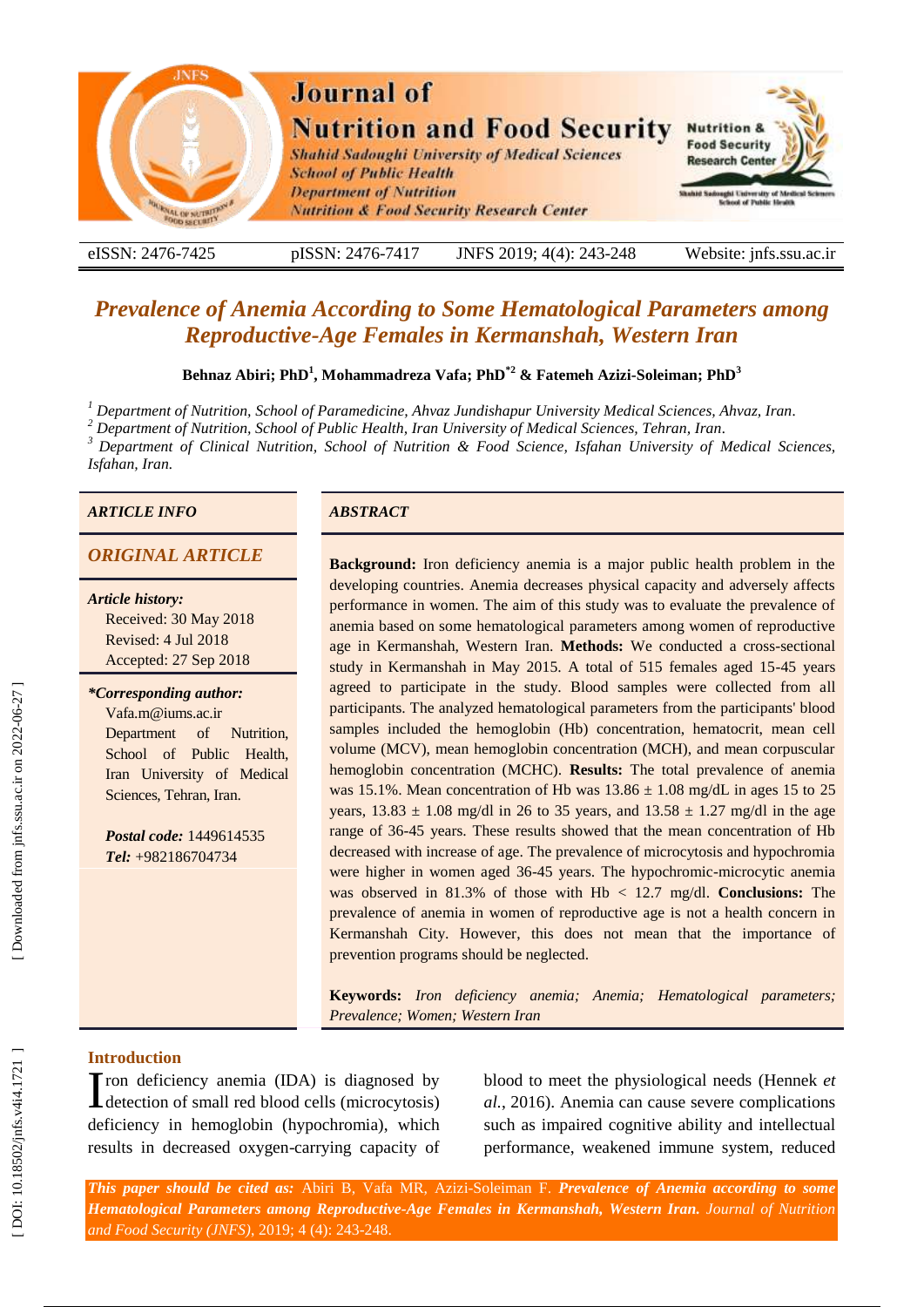# Prevalence of Anemia According to Some Hematological Parameters among Reproductive-Age Females in Kermanshah, Western Iran

**Behnaz Abiri; PhD[1], Mohammadreza Vafa; PhD[*2] & Fatemeh Azizi-Soleiman; PhD[3]**

[1] Department of Nutrition, School of Paramedicine, Ahvaz Jundishapur University Medical Sciences, Ahvaz, Iran.
[2] Department of Nutrition, School of Public Health, Iran University of Medical Sciences, Tehran, Iran.
[3] Department of Clinical Nutrition, School of Nutrition & Food Science, Isfahan University of Medical Sciences, Isfahan, Iran.

*ARTICLE INFO*

*ORIGINAL ARTICLE*

*Article history:*
Received: 30 May 2018
Revised: 4 Jul 2018
Accepted: 27 Sep 2018

***Corresponding author:***
Vafa.m@iums.ac.ir
Department of Nutrition, School of Public Health, Iran University of Medical Sciences, Tehran, Iran.

***Postal code:*** 1449614535
***Tel:*** +982186704734

*ABSTRACT*

**Background:** Iron deficiency anemia is a major public health problem in the developing countries. Anemia decreases physical capacity and adversely affects performance in women. The aim of this study was to evaluate the prevalence of anemia based on some hematological parameters among women of reproductive age in Kermanshah, Western Iran. **Methods:** We conducted a cross-sectional study in Kermanshah in May 2015. A total of 515 females aged 15-45 years agreed to participate in the study. Blood samples were collected from all participants. The analyzed hematological parameters from the participants' blood samples included the hemoglobin (Hb) concentration, hematocrit, mean cell volume (MCV), mean hemoglobin concentration (MCH), and mean corpuscular hemoglobin concentration (MCHC). **Results:** The total prevalence of anemia was 15.1%. Mean concentration of Hb was 13.86 ± 1.08 mg/dL in ages 15 to 25 years, 13.83 ± 1.08 mg/dl in 26 to 35 years, and 13.58 ± 1.27 mg/dl in the age range of 36-45 years. These results showed that the mean concentration of Hb decreased with increase of age. The prevalence of microcytosis and hypochromia were higher in women aged 36-45 years. The hypochromic-microcytic anemia was observed in 81.3% of those with Hb < 12.7 mg/dl. **Conclusions:** The prevalence of anemia in women of reproductive age is not a health concern in Kermanshah City. However, this does not mean that the importance of prevention programs should be neglected.

**Keywords:** *Iron deficiency anemia; Anemia; Hematological parameters; Prevalence; Women; Western Iran*

## Introduction

Iron deficiency anemia (IDA) is diagnosed by detection of small red blood cells (microcytosis) deficiency in hemoglobin (hypochromia), which results in decreased oxygen-carrying capacity of blood to meet the physiological needs (Hennek *et al.*, 2016). Anemia can cause severe complications such as impaired cognitive ability and intellectual performance, weakened immune system, reduced

***This paper should be cited as:*** Abiri B, Vafa MR, Azizi-Soleiman F. ***Prevalence of Anemia according to some Hematological Parameters among Reproductive-Age Females in Kermanshah, Western Iran.*** *Journal of Nutrition and Food Security (JNFS)*, 2019; 4 (4): 243-248.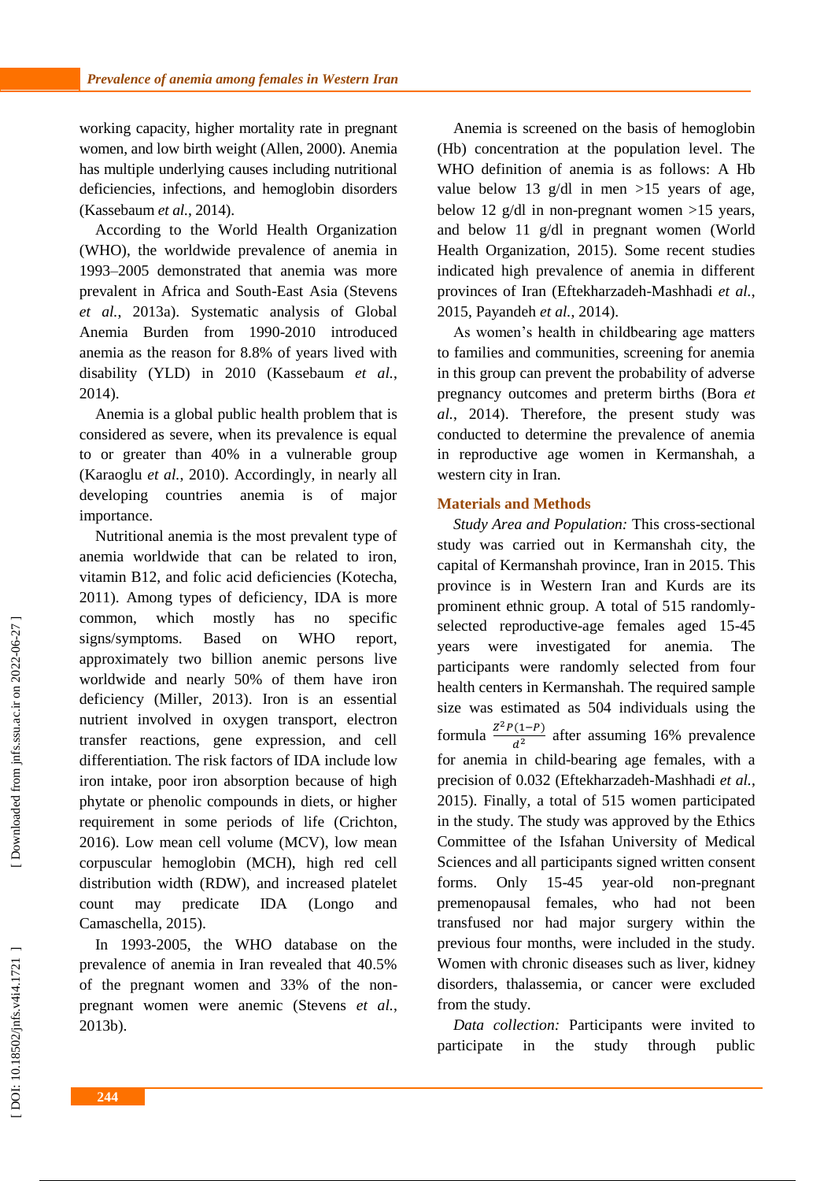working capacity, higher mortality rate in pregnant women, and low birth weight (Allen, 2000). Anemia has multiple underlying causes including nutritional deficiencies, infections, and hemoglobin disorders (Kassebaum *et al.*, 2014).

According to the World Health Organization (WHO), the worldwide prevalence of anemia in 1993–2005 demonstrated that anemia was more prevalent in Africa and South-East Asia (Stevens *et al.*, 2013a). Systematic analysis of Global Anemia Burden from 1990-2010 introduced anemia as the reason for 8.8% of years lived with disability (YLD) in 2010 (Kassebaum *et al.*, 2014).

Anemia is a global public health problem that is considered as severe, when its prevalence is equal to or greater than 40% in a vulnerable group (Karaoglu *et al.*, 2010). Accordingly, in nearly all developing countries anemia is of major importance.

Nutritional anemia is the most prevalent type of anemia worldwide that can be related to iron, vitamin B12, and folic acid deficiencies (Kotecha, 2011). Among types of deficiency, IDA is more common, which mostly has no specific signs/symptoms. Based on WHO report, approximately two billion anemic persons live worldwide and nearly 50% of them have iron deficiency (Miller, 2013). Iron is an essential nutrient involved in oxygen transport, electron transfer reactions, gene expression, and cell differentiation. The risk factors of IDA include low iron intake, poor iron absorption because of high phytate or phenolic compounds in diets, or higher requirement in some periods of life (Crichton, 2016). Low mean cell volume (MCV), low mean corpuscular hemoglobin (MCH), high red cell distribution width (RDW), and increased platelet count may predicate IDA (Longo and Camaschella, 2015).

In 1993-2005, the WHO database on the prevalence of anemia in Iran revealed that 40.5% of the pregnant women and 33% of the non-pregnant women were anemic (Stevens *et al.*, 2013b).

Anemia is screened on the basis of hemoglobin (Hb) concentration at the population level. The WHO definition of anemia is as follows: A Hb value below 13 g/dl in men >15 years of age, below 12 g/dl in non-pregnant women >15 years, and below 11 g/dl in pregnant women (World Health Organization, 2015). Some recent studies indicated high prevalence of anemia in different provinces of Iran (Eftekharzadeh-Mashhadi *et al.*, 2015, Payandeh *et al.*, 2014).

As women's health in childbearing age matters to families and communities, screening for anemia in this group can prevent the probability of adverse pregnancy outcomes and preterm births (Bora *et al.*, 2014). Therefore, the present study was conducted to determine the prevalence of anemia in reproductive age women in Kermanshah, a western city in Iran.

## Materials and Methods

*Study Area and Population:* This cross-sectional study was carried out in Kermanshah city, the capital of Kermanshah province, Iran in 2015. This province is in Western Iran and Kurds are its prominent ethnic group. A total of 515 randomly-selected reproductive-age females aged 15-45 years were investigated for anemia. The participants were randomly selected from four health centers in Kermanshah. The required sample size was estimated as 504 individuals using the formula $\frac{Z^2P(1-P)}{d^2}$ after assuming 16% prevalence for anemia in child-bearing age females, with a precision of 0.032 (Eftekharzadeh-Mashhadi *et al.*, 2015). Finally, a total of 515 women participated in the study. The study was approved by the Ethics Committee of the Isfahan University of Medical Sciences and all participants signed written consent forms. Only 15-45 year-old non-pregnant premenopausal females, who had not been transfused nor had major surgery within the previous four months, were included in the study. Women with chronic diseases such as liver, kidney disorders, thalassemia, or cancer were excluded from the study.

*Data collection:* Participants were invited to participate in the study through public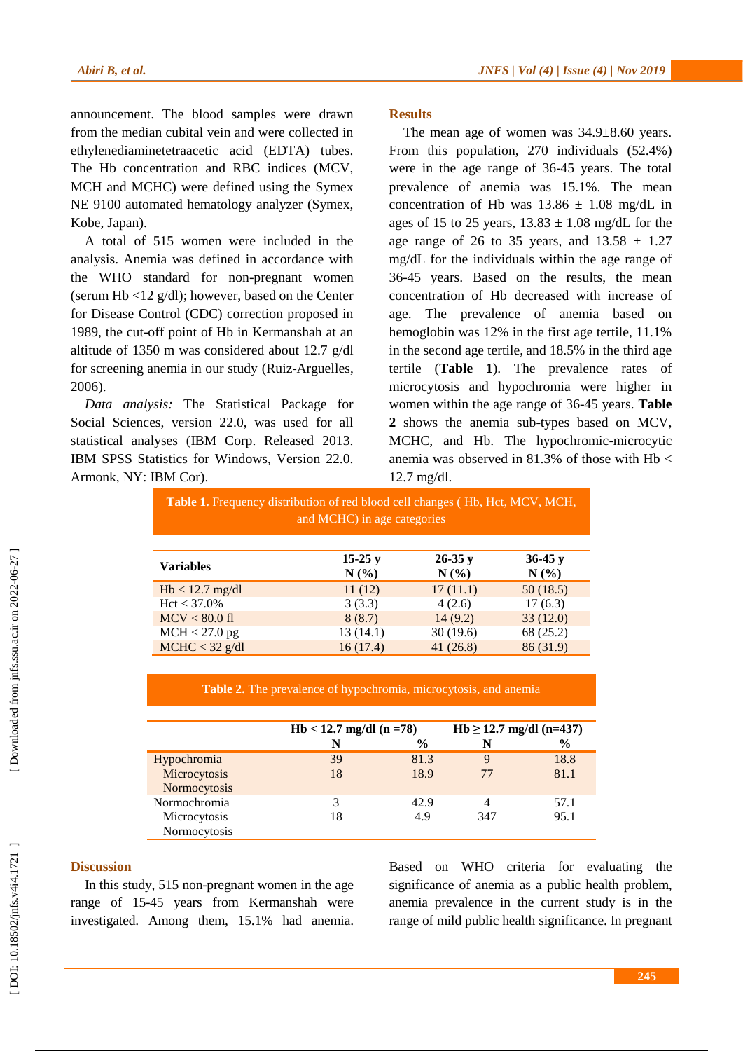announcement. The blood samples were drawn from the median cubital vein and were collected in ethylenediaminetetraacetic acid (EDTA) tubes. The Hb concentration and RBC indices (MCV, MCH and MCHC) were defined using the Symex NE 9100 automated hematology analyzer (Symex, Kobe, Japan).

A total of 515 women were included in the analysis. Anemia was defined in accordance with the WHO standard for non-pregnant women (serum Hb <12 g/dl); however, based on the Center for Disease Control (CDC) correction proposed in 1989, the cut-off point of Hb in Kermanshah at an altitude of 1350 m was considered about 12.7 g/dl for screening anemia in our study (Ruiz-Arguelles, 2006).

*Data analysis:* The Statistical Package for Social Sciences, version 22.0, was used for all statistical analyses (IBM Corp. Released 2013. IBM SPSS Statistics for Windows, Version 22.0. Armonk, NY: IBM Cor).

## Results

The mean age of women was 34.9±8.60 years. From this population, 270 individuals (52.4%) were in the age range of 36-45 years. The total prevalence of anemia was 15.1%. The mean concentration of Hb was 13.86 ± 1.08 mg/dL in ages of 15 to 25 years, 13.83 ± 1.08 mg/dL for the age range of 26 to 35 years, and 13.58 ± 1.27 mg/dL for the individuals within the age range of 36-45 years. Based on the results, the mean concentration of Hb decreased with increase of age. The prevalence of anemia based on hemoglobin was 12% in the first age tertile, 11.1% in the second age tertile, and 18.5% in the third age tertile (**Table 1**). The prevalence rates of microcytosis and hypochromia were higher in women within the age range of 36-45 years. **Table 2** shows the anemia sub-types based on MCV, MCHC, and Hb. The hypochromic-microcytic anemia was observed in 81.3% of those with Hb < 12.7 mg/dL.

**Table 1.** Frequency distribution of red blood cell changes ( Hb, Hct, MCV, MCH, and MCHC) in age categories

| Variables | 15-25 y N (%) | 26-35 y N (%) | 36-45 y N (%) |
|---|---|---|---|
| Hb < 12.7 mg/dl | 11 (12) | 17 (11.1) | 50 (18.5) |
| Hct < 37.0% | 3 (3.3) | 4 (2.6) | 17 (6.3) |
| MCV < 80.0 fl | 8 (8.7) | 14 (9.2) | 33 (12.0) |
| MCH < 27.0 pg | 13 (14.1) | 30 (19.6) | 68 (25.2) |
| MCHC < 32 g/dl | 16 (17.4) | 41 (26.8) | 86 (31.9) |

**Table 2.** The prevalence of hypochromia, microcytosis, and anemia

| | Hb < 12.7 mg/dl (n =78) | | Hb ≥ 12.7 mg/dl (n=437) | |
|---|---|---|---|---|
| | N | % | N | % |
| Hypochromia | | | | |
| Microcytosis | 39 | 81.3 | 9 | 18.8 |
| Normocytosis | 18 | 18.9 | 77 | 81.1 |
| Normochromia | | | | |
| Microcytosis | 3 | 42.9 | 4 | 57.1 |
| Normocytosis | 18 | 4.9 | 347 | 95.1 |

## Discussion

In this study, 515 non-pregnant women in the age range of 15-45 years from Kermanshah were investigated. Among them, 15.1% had anemia. Based on WHO criteria for evaluating the significance of anemia as a public health problem, anemia prevalence in the current study is in the range of mild public health significance. In pregnant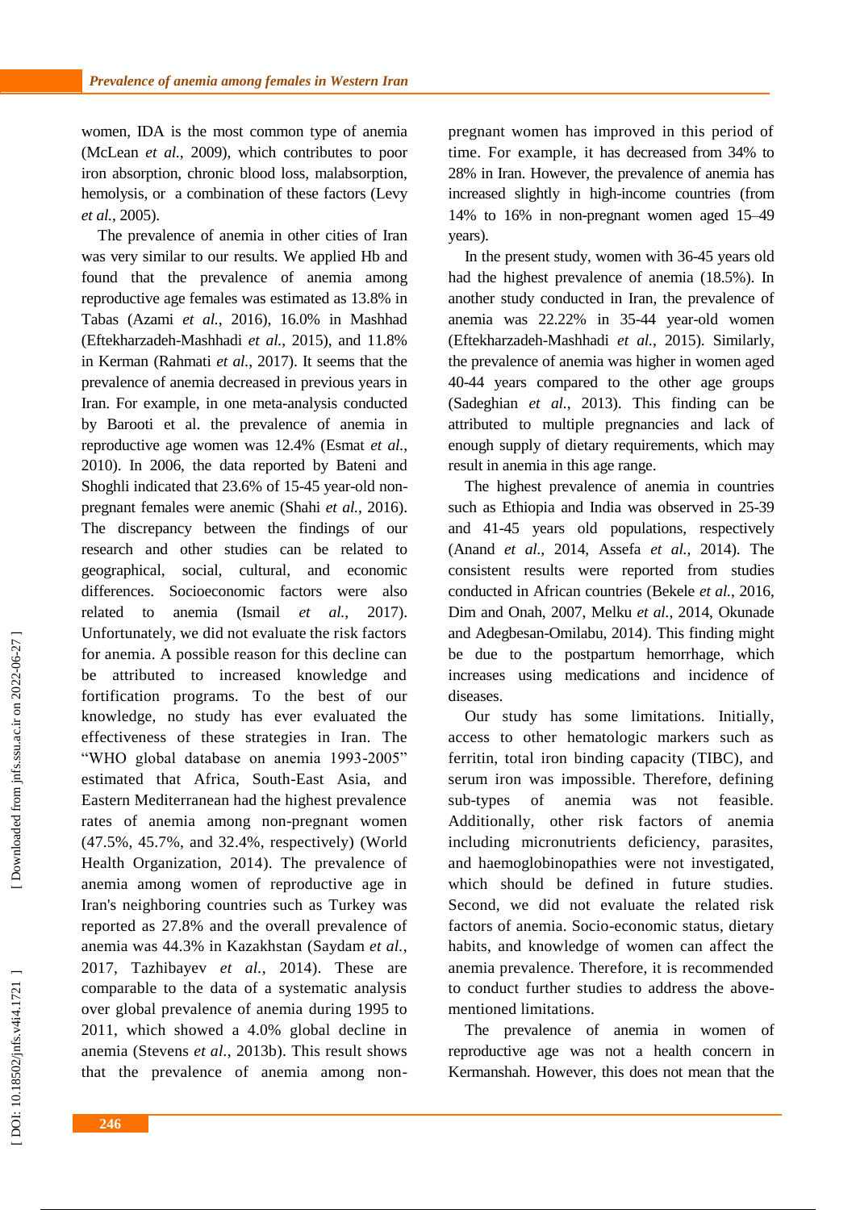women, IDA is the most common type of anemia (McLean *et al.*, 2009), which contributes to poor iron absorption, chronic blood loss, malabsorption, hemolysis, or a combination of these factors (Levy *et al.*, 2005).

The prevalence of anemia in other cities of Iran was very similar to our results. We applied Hb and found that the prevalence of anemia among reproductive age females was estimated as 13.8% in Tabas (Azami *et al.*, 2016), 16.0% in Mashhad (Eftekharzadeh-Mashhadi *et al.*, 2015), and 11.8% in Kerman (Rahmati *et al.*, 2017). It seems that the prevalence of anemia decreased in previous years in Iran. For example, in one meta-analysis conducted by Barooti et al. the prevalence of anemia in reproductive age women was 12.4% (Esmat *et al.*, 2010). In 2006, the data reported by Bateni and Shoghli indicated that 23.6% of 15-45 year-old non-pregnant females were anemic (Shahi *et al.*, 2016). The discrepancy between the findings of our research and other studies can be related to geographical, social, cultural, and economic differences. Socioeconomic factors were also related to anemia (Ismail *et al.*, 2017). Unfortunately, we did not evaluate the risk factors for anemia. A possible reason for this decline can be attributed to increased knowledge and fortification programs. To the best of our knowledge, no study has ever evaluated the effectiveness of these strategies in Iran. The "WHO global database on anemia 1993-2005" estimated that Africa, South-East Asia, and Eastern Mediterranean had the highest prevalence rates of anemia among non-pregnant women (47.5%, 45.7%, and 32.4%, respectively) (World Health Organization, 2014). The prevalence of anemia among women of reproductive age in Iran's neighboring countries such as Turkey was reported as 27.8% and the overall prevalence of anemia was 44.3% in Kazakhstan (Saydam *et al.*, 2017, Tazhibayev *et al.*, 2014). These are comparable to the data of a systematic analysis over global prevalence of anemia during 1995 to 2011, which showed a 4.0% global decline in anemia (Stevens *et al.*, 2013b). This result shows that the prevalence of anemia among non-pregnant women has improved in this period of time. For example, it has decreased from 34% to 28% in Iran. However, the prevalence of anemia has increased slightly in high-income countries (from 14% to 16% in non-pregnant women aged 15–49 years).

In the present study, women with 36-45 years old had the highest prevalence of anemia (18.5%). In another study conducted in Iran, the prevalence of anemia was 22.22% in 35-44 year-old women (Eftekharzadeh-Mashhadi *et al.*, 2015). Similarly, the prevalence of anemia was higher in women aged 40-44 years compared to the other age groups (Sadeghian *et al.*, 2013). This finding can be attributed to multiple pregnancies and lack of enough supply of dietary requirements, which may result in anemia in this age range.

The highest prevalence of anemia in countries such as Ethiopia and India was observed in 25-39 and 41-45 years old populations, respectively (Anand *et al.*, 2014, Assefa *et al.*, 2014). The consistent results were reported from studies conducted in African countries (Bekele *et al.*, 2016, Dim and Onah, 2007, Melku *et al.*, 2014, Okunade and Adegbesan-Omilabu, 2014). This finding might be due to the postpartum hemorrhage, which increases using medications and incidence of diseases.

Our study has some limitations. Initially, access to other hematologic markers such as ferritin, total iron binding capacity (TIBC), and serum iron was impossible. Therefore, defining sub-types of anemia was not feasible. Additionally, other risk factors of anemia including micronutrients deficiency, parasites, and haemoglobinopathies were not investigated, which should be defined in future studies. Second, we did not evaluate the related risk factors of anemia. Socio-economic status, dietary habits, and knowledge of women can affect the anemia prevalence. Therefore, it is recommended to conduct further studies to address the above-mentioned limitations.

The prevalence of anemia in women of reproductive age was not a health concern in Kermanshah. However, this does not mean that the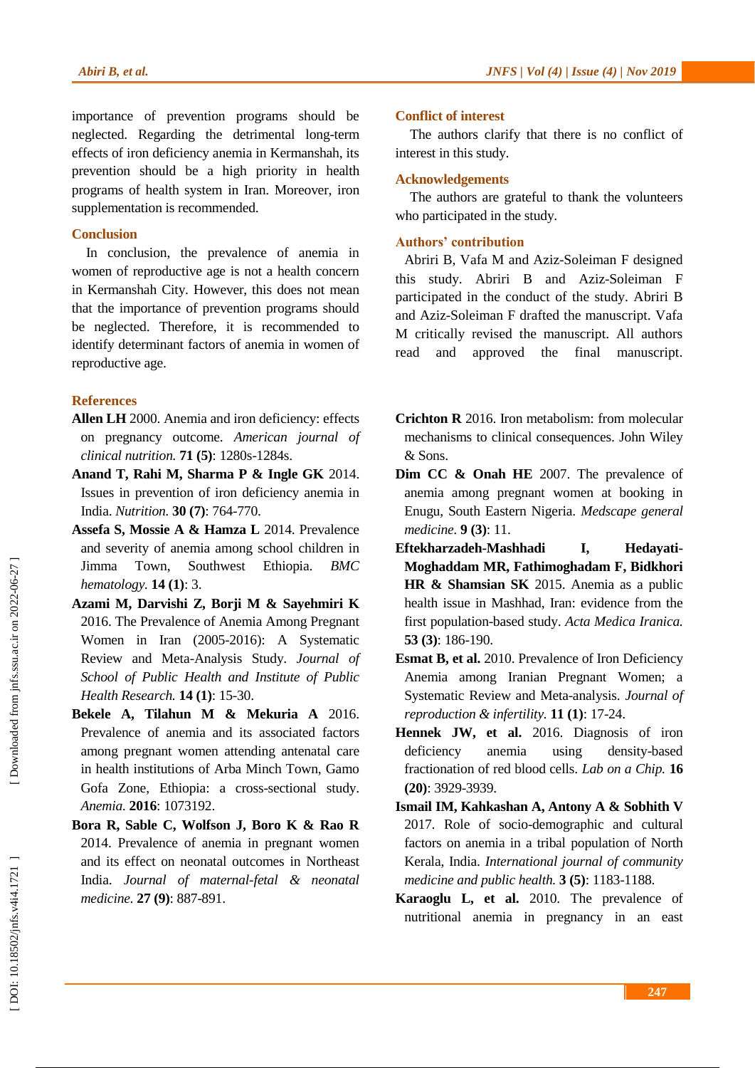importance of prevention programs should be neglected. Regarding the detrimental long-term effects of iron deficiency anemia in Kermanshah, its prevention should be a high priority in health programs of health system in Iran. Moreover, iron supplementation is recommended.

## Conclusion

In conclusion, the prevalence of anemia in women of reproductive age is not a health concern in Kermanshah City. However, this does not mean that the importance of prevention programs should be neglected. Therefore, it is recommended to identify determinant factors of anemia in women of reproductive age.

## Conflict of interest

The authors clarify that there is no conflict of interest in this study.

## Acknowledgements

The authors are grateful to thank the volunteers who participated in the study.

## Authors' contribution

Abriri B, Vafa M and Aziz-Soleiman F designed this study. Abriri B and Aziz-Soleiman F participated in the conduct of the study. Abriri B and Aziz-Soleiman F drafted the manuscript. Vafa M critically revised the manuscript. All authors read and approved the final manuscript.

## References

**Allen LH** 2000. Anemia and iron deficiency: effects on pregnancy outcome. *American journal of clinical nutrition.* **71 (5)**: 1280s-1284s.

**Anand T, Rahi M, Sharma P & Ingle GK** 2014. Issues in prevention of iron deficiency anemia in India. *Nutrition.* **30 (7)**: 764-770.

**Assefa S, Mossie A & Hamza L** 2014. Prevalence and severity of anemia among school children in Jimma Town, Southwest Ethiopia. *BMC hematology.* **14 (1)**: 3.

**Azami M, Darvishi Z, Borji M & Sayehmiri K** 2016. The Prevalence of Anemia Among Pregnant Women in Iran (2005-2016): A Systematic Review and Meta-Analysis Study. *Journal of School of Public Health and Institute of Public Health Research.* **14 (1)**: 15-30.

**Bekele A, Tilahun M & Mekuria A** 2016. Prevalence of anemia and its associated factors among pregnant women attending antenatal care in health institutions of Arba Minch Town, Gamo Gofa Zone, Ethiopia: a cross-sectional study. *Anemia.* **2016**: 1073192.

**Bora R, Sable C, Wolfson J, Boro K & Rao R** 2014. Prevalence of anemia in pregnant women and its effect on neonatal outcomes in Northeast India. *Journal of maternal-fetal & neonatal medicine.* **27 (9)**: 887-891.

**Crichton R** 2016. Iron metabolism: from molecular mechanisms to clinical consequences. John Wiley & Sons.

**Dim CC & Onah HE** 2007. The prevalence of anemia among pregnant women at booking in Enugu, South Eastern Nigeria. *Medscape general medicine.* **9 (3)**: 11.

**Eftekharzadeh-Mashhadi I, Hedayati-Moghaddam MR, Fathimoghadam F, Bidkhori HR & Shamsian SK** 2015. Anemia as a public health issue in Mashhad, Iran: evidence from the first population-based study. *Acta Medica Iranica.* **53 (3)**: 186-190.

**Esmat B, et al.** 2010. Prevalence of Iron Deficiency Anemia among Iranian Pregnant Women; a Systematic Review and Meta-analysis. *Journal of reproduction & infertility.* **11 (1)**: 17-24.

**Hennek JW, et al.** 2016. Diagnosis of iron deficiency anemia using density-based fractionation of red blood cells. *Lab on a Chip.* **16 (20)**: 3929-3939.

**Ismail IM, Kahkashan A, Antony A & Sobhith V** 2017. Role of socio-demographic and cultural factors on anemia in a tribal population of North Kerala, India. *International journal of community medicine and public health.* **3 (5)**: 1183-1188.

**Karaoglu L, et al.** 2010. The prevalence of nutritional anemia in pregnancy in an east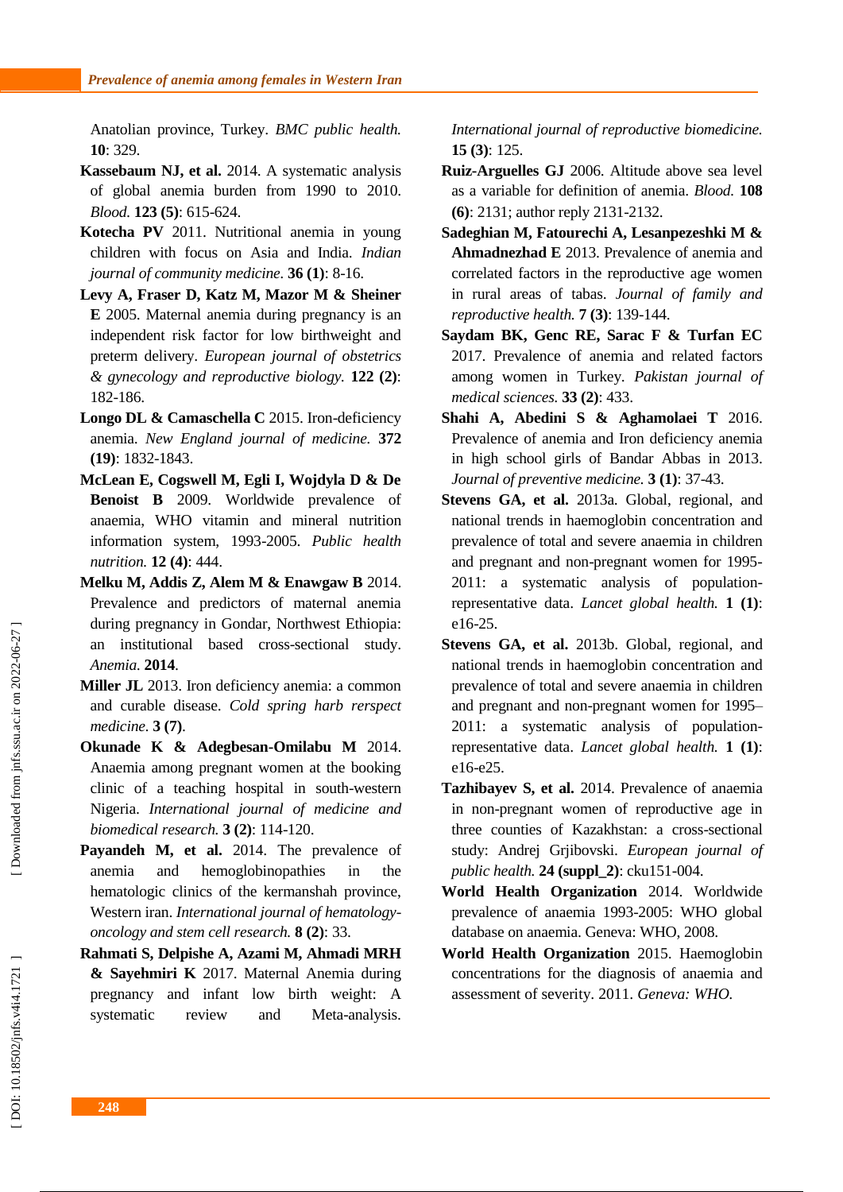Anatolian province, Turkey. *BMC public health.* **10**: 329.

**Kassebaum NJ, et al.** 2014. A systematic analysis of global anemia burden from 1990 to 2010. *Blood.* **123 (5)**: 615-624.

**Kotecha PV** 2011. Nutritional anemia in young children with focus on Asia and India. *Indian journal of community medicine.* **36 (1)**: 8-16.

**Levy A, Fraser D, Katz M, Mazor M & Sheiner E** 2005. Maternal anemia during pregnancy is an independent risk factor for low birthweight and preterm delivery. *European journal of obstetrics & gynecology and reproductive biology.* **122 (2)**: 182-186.

**Longo DL & Camaschella C** 2015. Iron-deficiency anemia. *New England journal of medicine.* **372 (19)**: 1832-1843.

**McLean E, Cogswell M, Egli I, Wojdyla D & De Benoist B** 2009. Worldwide prevalence of anaemia, WHO vitamin and mineral nutrition information system, 1993-2005. *Public health nutrition.* **12 (4)**: 444.

**Melku M, Addis Z, Alem M & Enawgaw B** 2014. Prevalence and predictors of maternal anemia during pregnancy in Gondar, Northwest Ethiopia: an institutional based cross-sectional study. *Anemia.* **2014**.

**Miller JL** 2013. Iron deficiency anemia: a common and curable disease. *Cold spring harb rerspect medicine.* **3 (7)**.

**Okunade K & Adegbesan-Omilabu M** 2014. Anaemia among pregnant women at the booking clinic of a teaching hospital in south-western Nigeria. *International journal of medicine and biomedical research.* **3 (2)**: 114-120.

**Payandeh M, et al.** 2014. The prevalence of anemia and hemoglobinopathies in the hematologic clinics of the kermanshah province, Western iran. *International journal of hematology-oncology and stem cell research.* **8 (2)**: 33.

**Rahmati S, Delpishe A, Azami M, Ahmadi MRH & Sayehmiri K** 2017. Maternal Anemia during pregnancy and infant low birth weight: A systematic review and Meta-analysis. *International journal of reproductive biomedicine.* **15 (3)**: 125.

**Ruiz-Arguelles GJ** 2006. Altitude above sea level as a variable for definition of anemia. *Blood.* **108 (6)**: 2131; author reply 2131-2132.

**Sadeghian M, Fatourechi A, Lesanpezeshki M & Ahmadnezhad E** 2013. Prevalence of anemia and correlated factors in the reproductive age women in rural areas of tabas. *Journal of family and reproductive health.* **7 (3)**: 139-144.

**Saydam BK, Genc RE, Sarac F & Turfan EC** 2017. Prevalence of anemia and related factors among women in Turkey. *Pakistan journal of medical sciences.* **33 (2)**: 433.

**Shahi A, Abedini S & Aghamolaei T** 2016. Prevalence of anemia and Iron deficiency anemia in high school girls of Bandar Abbas in 2013. *Journal of preventive medicine.* **3 (1)**: 37-43.

**Stevens GA, et al.** 2013a. Global, regional, and national trends in haemoglobin concentration and prevalence of total and severe anaemia in children and pregnant and non-pregnant women for 1995-2011: a systematic analysis of population-representative data. *Lancet global health.* **1 (1)**: e16-25.

**Stevens GA, et al.** 2013b. Global, regional, and national trends in haemoglobin concentration and prevalence of total and severe anaemia in children and pregnant and non-pregnant women for 1995–2011: a systematic analysis of population-representative data. *Lancet global health.* **1 (1)**: e16-e25.

**Tazhibayev S, et al.** 2014. Prevalence of anaemia in non-pregnant women of reproductive age in three counties of Kazakhstan: a cross-sectional study: Andrej Grjibovski. *European journal of public health.* **24 (suppl_2)**: cku151-004.

**World Health Organization** 2014. Worldwide prevalence of anaemia 1993-2005: WHO global database on anaemia. Geneva: WHO, 2008.

**World Health Organization** 2015. Haemoglobin concentrations for the diagnosis of anaemia and assessment of severity. 2011. *Geneva: WHO.*